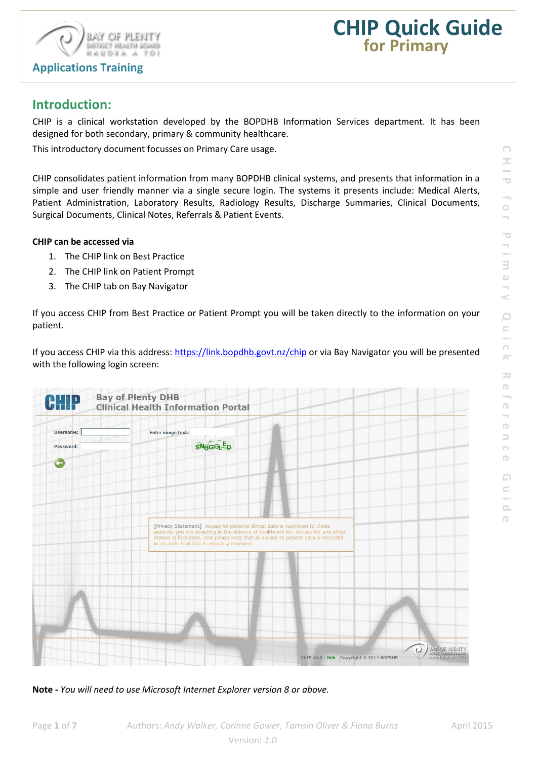# CHIP Quick Guide for Primary

Applications Training

## Introduction:

CHIP is a clinical workstation developed by the BOPDHB Information Services department. It has been designed for both secondary, primary & community healthcare.

This introductory document focusses on Primary Care usage.

CHIP consolidates patient information from many BOPDHB clinical systems, and presents that information in a simple and user friendly manner via a single secure login. The systems it presents include: Medical Alerts, Patient Administration, Laboratory Results, Radiology Results, Discharge Summaries, Clinical Documents, Surgical Documents, Clinical Notes, Referrals & Patient Events.

**CHIP can be accessed via**

1. The CHIP link on Best Practice
2. The CHIP link on Patient Prompt
3. The CHIP tab on Bay Navigator

If you access CHIP from Best Practice or Patient Prompt you will be taken directly to the information on your patient.

If you access CHIP via this address: https://link.bopdhb.govt.nz/chip or via Bay Navigator you will be presented with the following login screen:

**Note -** *You will need to use Microsoft Internet Explorer version 8 or above.*

Authors: *Andy Walker, Corinne Gower, Tamsin Oliver & Fiona Burns* — April 2015

Version: *1.0*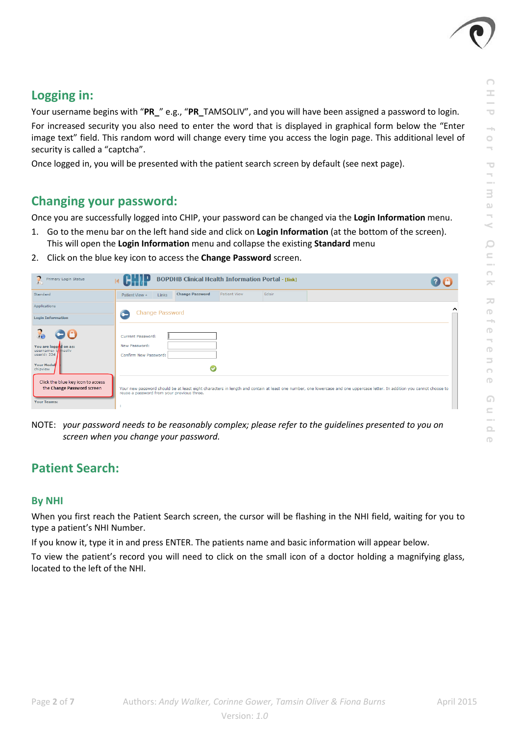## Logging in:

Your username begins with "**PR_**" e.g., "**PR_**TAMSOLIV", and you will have been assigned a password to login.

For increased security you also need to enter the word that is displayed in graphical form below the "Enter image text" field. This random word will change every time you access the login page. This additional level of security is called a "captcha".

Once logged in, you will be presented with the patient search screen by default (see next page).

## Changing your password:

Once you are successfully logged into CHIP, your password can be changed via the **Login Information** menu.

1. Go to the menu bar on the left hand side and click on **Login Information** (at the bottom of the screen). This will open the **Login Information** menu and collapse the existing **Standard** menu
2. Click on the blue key icon to access the **Change Password** screen.

NOTE: *your password needs to be reasonably complex; please refer to the guidelines presented to you on screen when you change your password.*

## Patient Search:

### By NHI

When you first reach the Patient Search screen, the cursor will be flashing in the NHI field, waiting for you to type a patient's NHI Number.

If you know it, type it in and press ENTER. The patients name and basic information will appear below.

To view the patient's record you will need to click on the small icon of a doctor holding a magnifying glass, located to the left of the NHI.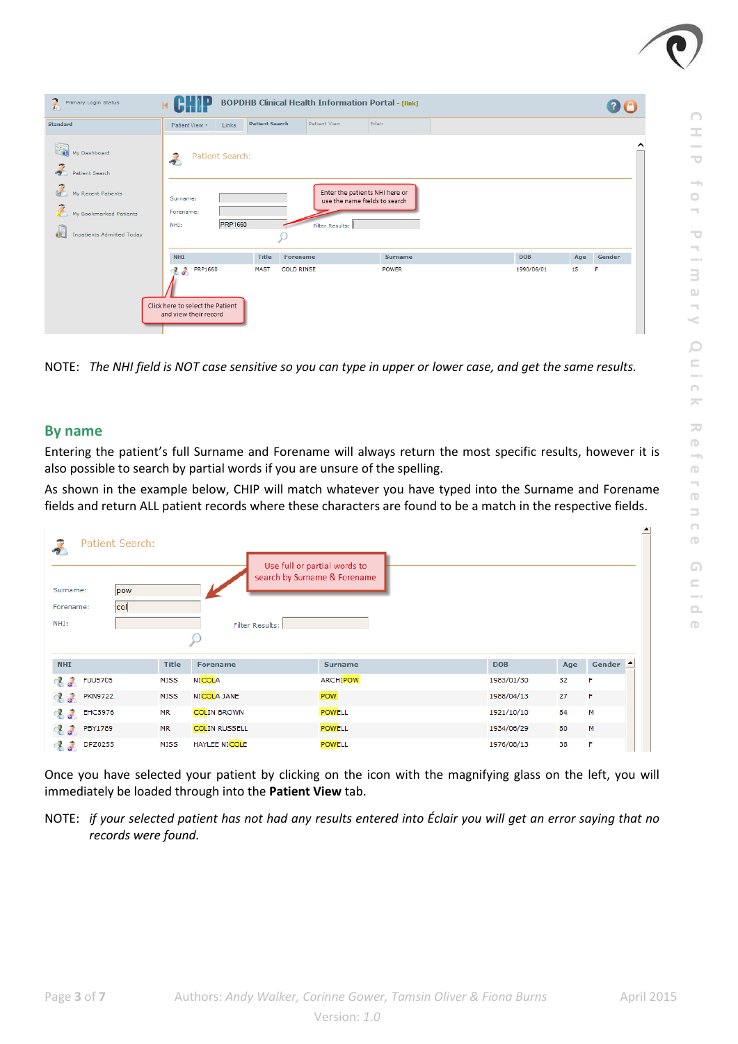NOTE: *The NHI field is NOT case sensitive so you can type in upper or lower case, and get the same results.*

## By name

Entering the patient's full Surname and Forename will always return the most specific results, however it is also possible to search by partial words if you are unsure of the spelling.

As shown in the example below, CHIP will match whatever you have typed into the Surname and Forename fields and return ALL patient records where these characters are found to be a match in the respective fields.

Once you have selected your patient by clicking on the icon with the magnifying glass on the left, you will immediately be loaded through into the **Patient View** tab.

NOTE: *if your selected patient has not had any results entered into Éclair you will get an error saying that no records were found.*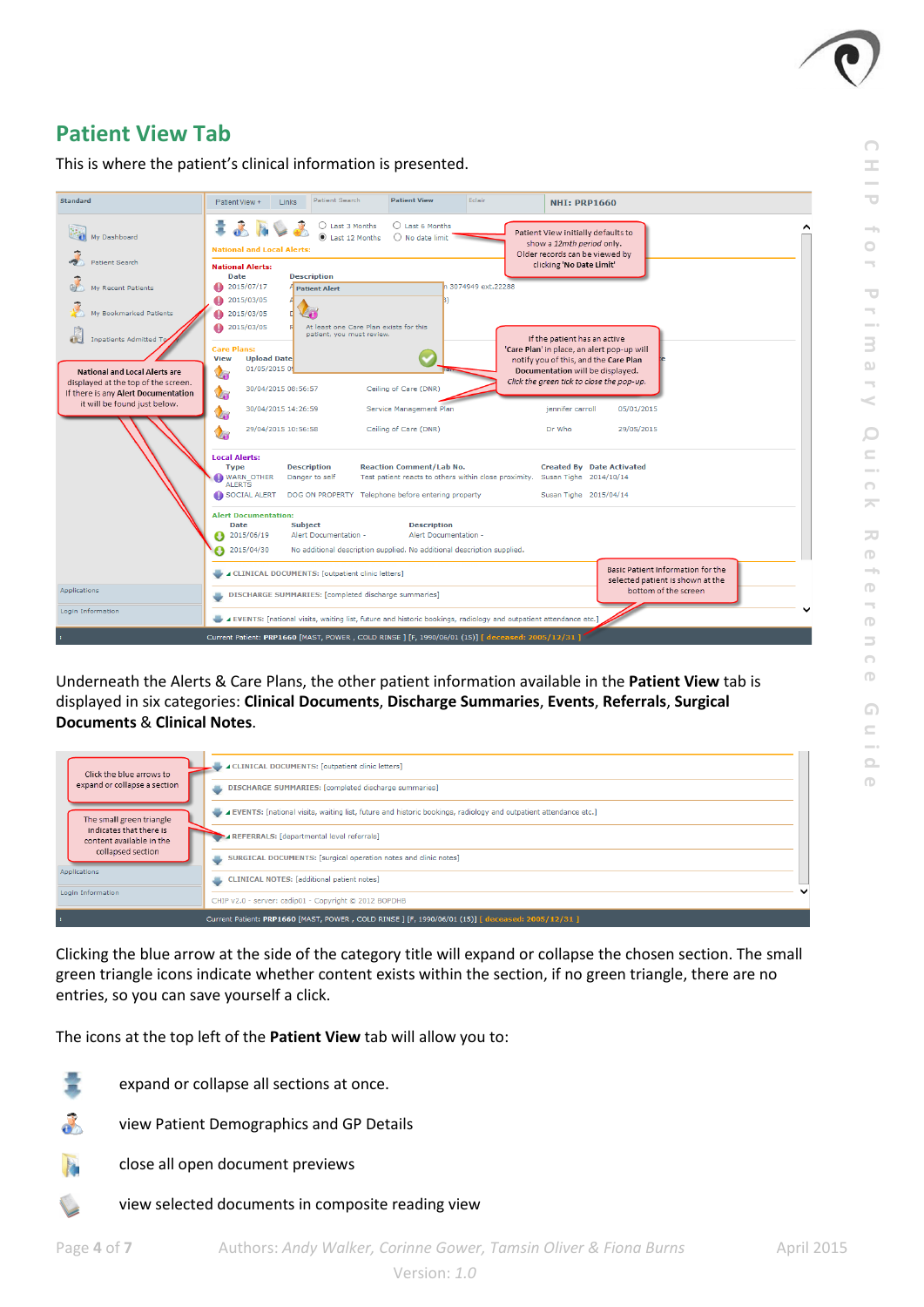## Patient View Tab

This is where the patient's clinical information is presented.

Underneath the Alerts & Care Plans, the other patient information available in the **Patient View** tab is displayed in six categories: **Clinical Documents**, **Discharge Summaries**, **Events**, **Referrals**, **Surgical Documents** & **Clinical Notes**.

Clicking the blue arrow at the side of the category title will expand or collapse the chosen section. The small green triangle icons indicate whether content exists within the section, if no green triangle, there are no entries, so you can save yourself a click.

The icons at the top left of the **Patient View** tab will allow you to:

- expand or collapse all sections at once.
- view Patient Demographics and GP Details
- close all open document previews
- view selected documents in composite reading view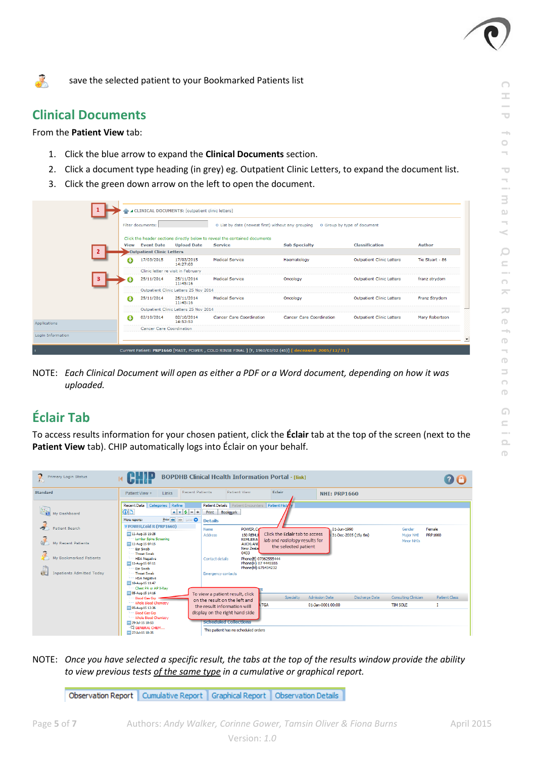save the selected patient to your Bookmarked Patients list

## Clinical Documents

From the **Patient View** tab:

1. Click the blue arrow to expand the **Clinical Documents** section.
2. Click a document type heading (in grey) eg. Outpatient Clinic Letters, to expand the document list.
3. Click the green down arrow on the left to open the document.

NOTE: *Each Clinical Document will open as either a PDF or a Word document, depending on how it was uploaded.*

## Éclair Tab

To access results information for your chosen patient, click the **Éclair** tab at the top of the screen (next to the **Patient View** tab). CHIP automatically logs into Éclair on your behalf.

NOTE: *Once you have selected a specific result, the tabs at the top of the results window provide the ability to view previous tests <u>of the same type</u> in a cumulative or graphical report.*

Observation Report | Cumulative Report | Graphical Report | Observation Details

Authors: *Andy Walker, Corinne Gower, Tamsin Oliver & Fiona Burns* April 2015
Version: *1.0*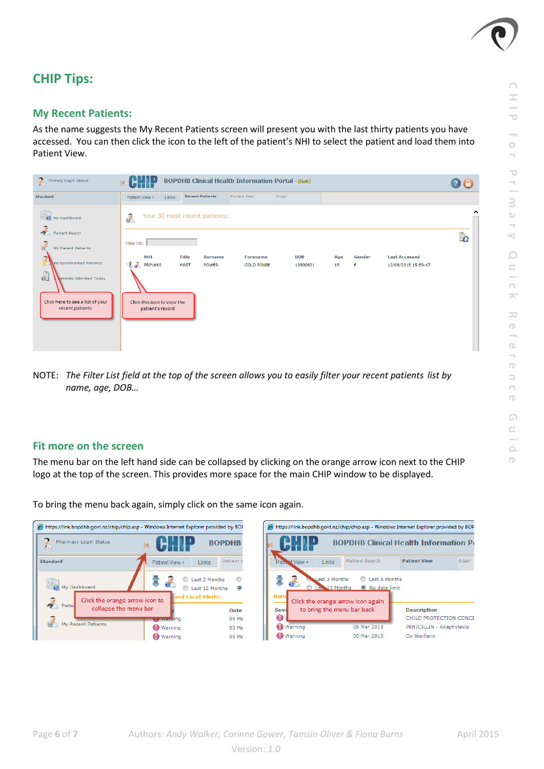# CHIP Tips:

## My Recent Patients:

As the name suggests the My Recent Patients screen will present you with the last thirty patients you have accessed. You can then click the icon to the left of the patient's NHI to select the patient and load them into Patient View.

NOTE: *The Filter List field at the top of the screen allows you to easily filter your recent patients list by name, age, DOB…*

## Fit more on the screen

The menu bar on the left hand side can be collapsed by clicking on the orange arrow icon next to the CHIP logo at the top of the screen. This provides more space for the main CHIP window to be displayed.

To bring the menu back again, simply click on the same icon again.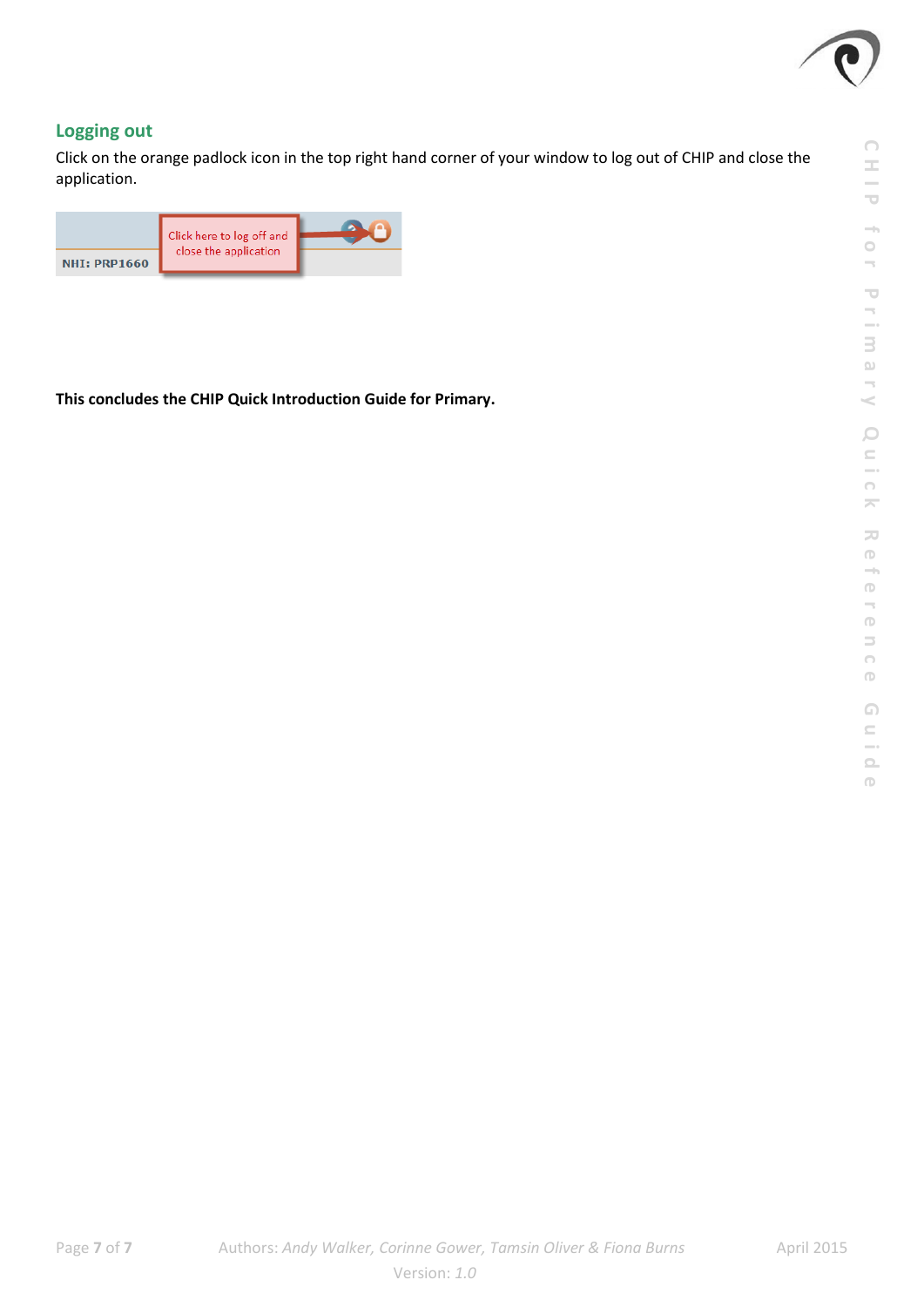## Logging out

Click on the orange padlock icon in the top right hand corner of your window to log out of CHIP and close the application.

**This concludes the CHIP Quick Introduction Guide for Primary.**